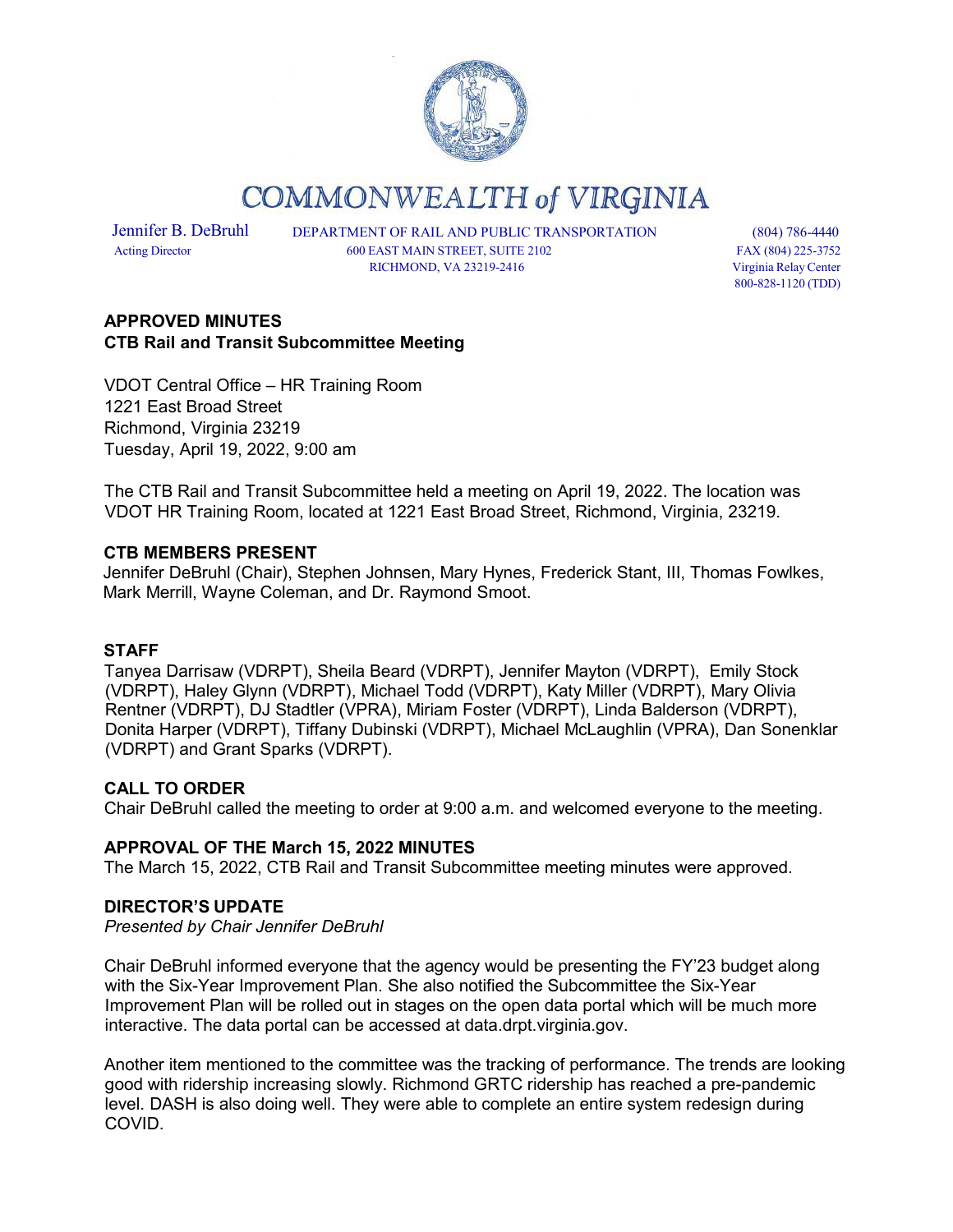# COMMONWEALTH of VIRGINIA

Jennifer B. DeBruhl
Acting Director

DEPARTMENT OF RAIL AND PUBLIC TRANSPORTATION
600 EAST MAIN STREET, SUITE 2102
RICHMOND, VA 23219-2416

(804) 786-4440
FAX (804) 225-3752
Virginia Relay Center
800-828-1120 (TDD)

## APPROVED MINUTES
## CTB Rail and Transit Subcommittee Meeting

VDOT Central Office – HR Training Room
1221 East Broad Street
Richmond, Virginia 23219
Tuesday, April 19, 2022, 9:00 am

The CTB Rail and Transit Subcommittee held a meeting on April 19, 2022. The location was VDOT HR Training Room, located at 1221 East Broad Street, Richmond, Virginia, 23219.

### CTB MEMBERS PRESENT

Jennifer DeBruhl (Chair), Stephen Johnsen, Mary Hynes, Frederick Stant, III, Thomas Fowlkes, Mark Merrill, Wayne Coleman, and Dr. Raymond Smoot.

### STAFF

Tanyea Darrisaw (VDRPT), Sheila Beard (VDRPT), Jennifer Mayton (VDRPT), Emily Stock (VDRPT), Haley Glynn (VDRPT), Michael Todd (VDRPT), Katy Miller (VDRPT), Mary Olivia Rentner (VDRPT), DJ Stadtler (VPRA), Miriam Foster (VDRPT), Linda Balderson (VDRPT), Donita Harper (VDRPT), Tiffany Dubinski (VDRPT), Michael McLaughlin (VPRA), Dan Sonenklar (VDRPT) and Grant Sparks (VDRPT).

### CALL TO ORDER

Chair DeBruhl called the meeting to order at 9:00 a.m. and welcomed everyone to the meeting.

### APPROVAL OF THE March 15, 2022 MINUTES

The March 15, 2022, CTB Rail and Transit Subcommittee meeting minutes were approved.

### DIRECTOR'S UPDATE

*Presented by Chair Jennifer DeBruhl*

Chair DeBruhl informed everyone that the agency would be presenting the FY'23 budget along with the Six-Year Improvement Plan. She also notified the Subcommittee the Six-Year Improvement Plan will be rolled out in stages on the open data portal which will be much more interactive. The data portal can be accessed at data.drpt.virginia.gov.

Another item mentioned to the committee was the tracking of performance. The trends are looking good with ridership increasing slowly. Richmond GRTC ridership has reached a pre-pandemic level. DASH is also doing well. They were able to complete an entire system redesign during COVID.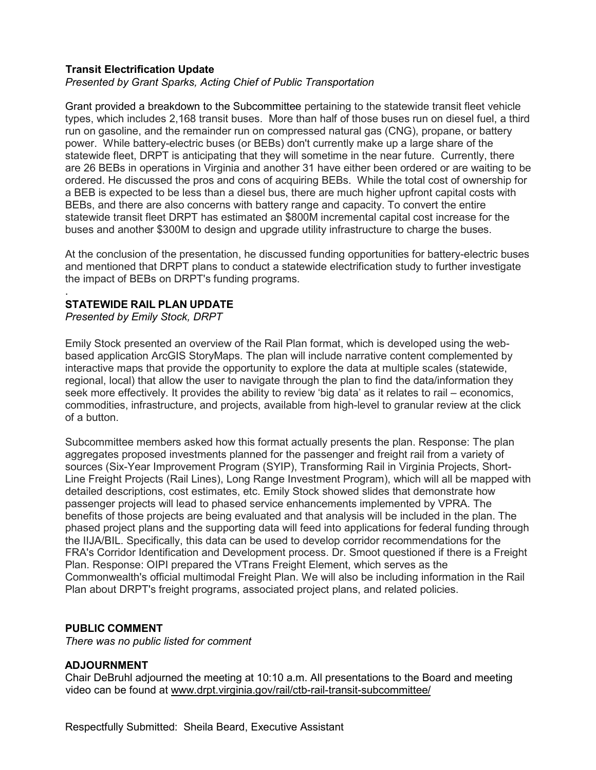**Transit Electrification Update**

*Presented by Grant Sparks, Acting Chief of Public Transportation*

Grant provided a breakdown to the Subcommittee pertaining to the statewide transit fleet vehicle types, which includes 2,168 transit buses. More than half of those buses run on diesel fuel, a third run on gasoline, and the remainder run on compressed natural gas (CNG), propane, or battery power. While battery-electric buses (or BEBs) don't currently make up a large share of the statewide fleet, DRPT is anticipating that they will sometime in the near future. Currently, there are 26 BEBs in operations in Virginia and another 31 have either been ordered or are waiting to be ordered. He discussed the pros and cons of acquiring BEBs. While the total cost of ownership for a BEB is expected to be less than a diesel bus, there are much higher upfront capital costs with BEBs, and there are also concerns with battery range and capacity. To convert the entire statewide transit fleet DRPT has estimated an $800M incremental capital cost increase for the buses and another $300M to design and upgrade utility infrastructure to charge the buses.

At the conclusion of the presentation, he discussed funding opportunities for battery-electric buses and mentioned that DRPT plans to conduct a statewide electrification study to further investigate the impact of BEBs on DRPT's funding programs.

.

**STATEWIDE RAIL PLAN UPDATE**

*Presented by Emily Stock, DRPT*

Emily Stock presented an overview of the Rail Plan format, which is developed using the web-based application ArcGIS StoryMaps. The plan will include narrative content complemented by interactive maps that provide the opportunity to explore the data at multiple scales (statewide, regional, local) that allow the user to navigate through the plan to find the data/information they seek more effectively. It provides the ability to review 'big data' as it relates to rail – economics, commodities, infrastructure, and projects, available from high-level to granular review at the click of a button.

Subcommittee members asked how this format actually presents the plan. Response: The plan aggregates proposed investments planned for the passenger and freight rail from a variety of sources (Six-Year Improvement Program (SYIP), Transforming Rail in Virginia Projects, Short-Line Freight Projects (Rail Lines), Long Range Investment Program), which will all be mapped with detailed descriptions, cost estimates, etc. Emily Stock showed slides that demonstrate how passenger projects will lead to phased service enhancements implemented by VPRA. The benefits of those projects are being evaluated and that analysis will be included in the plan. The phased project plans and the supporting data will feed into applications for federal funding through the IIJA/BIL. Specifically, this data can be used to develop corridor recommendations for the FRA's Corridor Identification and Development process. Dr. Smoot questioned if there is a Freight Plan. Response: OIPI prepared the VTrans Freight Element, which serves as the Commonwealth's official multimodal Freight Plan. We will also be including information in the Rail Plan about DRPT's freight programs, associated project plans, and related policies.

**PUBLIC COMMENT**

*There was no public listed for comment*

**ADJOURNMENT**

Chair DeBruhl adjourned the meeting at 10:10 a.m. All presentations to the Board and meeting video can be found at www.drpt.virginia.gov/rail/ctb-rail-transit-subcommittee/

Respectfully Submitted: Sheila Beard, Executive Assistant